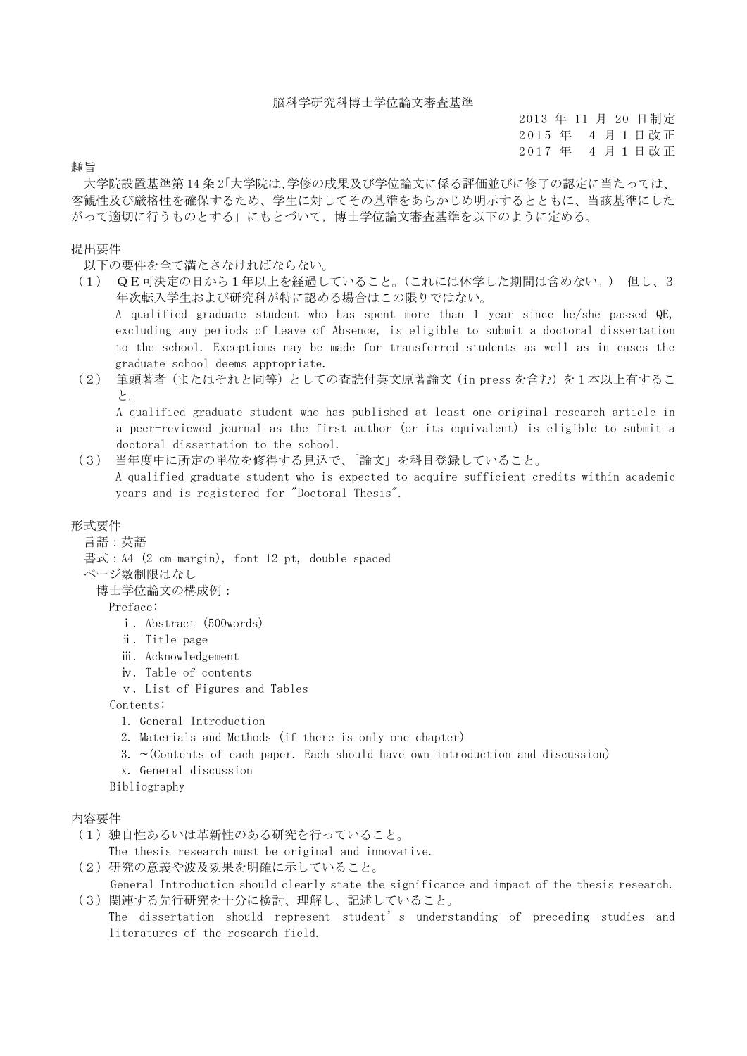# 脳科学研究科博士学位論文審査基準

2013 年 11 月 20 日制定
2015 年 4 月 1 日改正
2017 年 4 月 1 日改正

## 趣旨

大学院設置基準第 14 条 2「大学院は、学修の成果及び学位論文に係る評価並びに修了の認定に当たっては、客観性及び厳格性を確保するため、学生に対してその基準をあらかじめ明示するとともに、当該基準にしたがって適切に行うものとする」にもとづいて，博士学位論文審査基準を以下のように定める。

## 提出要件

以下の要件を全て満たさなければならない。

（１） ＱＥ可決定の日から１年以上を経過していること。(これには休学した期間は含めない。） 但し、３年次転入学生および研究科が特に認める場合はこの限りではない。
A qualified graduate student who has spent more than 1 year since he/she passed QE, excluding any periods of Leave of Absence, is eligible to submit a doctoral dissertation to the school. Exceptions may be made for transferred students as well as in cases the graduate school deems appropriate.

（２） 筆頭著者（またはそれと同等）としての査読付英文原著論文（in press を含む）を１本以上有すること。
A qualified graduate student who has published at least one original research article in a peer-reviewed journal as the first author (or its equivalent) is eligible to submit a doctoral dissertation to the school.

（３） 当年度中に所定の単位を修得する見込みで、「論文」を科目登録していること。
A qualified graduate student who is expected to acquire sufficient credits within academic years and is registered for "Doctoral Thesis".

## 形式要件

言語：英語
書式：A4 (2 cm margin), font 12 pt, double spaced
ページ数制限はなし

博士学位論文の構成例：

Preface:
- ⅰ. Abstract (500words)
- ⅱ. Title page
- ⅲ. Acknowledgement
- ⅳ. Table of contents
- ⅴ. List of Figures and Tables

Contents:
1. General Introduction
2. Materials and Methods (if there is only one chapter)
3. ~(Contents of each paper. Each should have own introduction and discussion)
x. General discussion

Bibliography

## 内容要件

（１）独自性あるいは革新性のある研究を行っていること。
The thesis research must be original and innovative.

（２）研究の意義や波及効果を明確に示していること。
General Introduction should clearly state the significance and impact of the thesis research.

（３）関連する先行研究を十分に検討、理解し、記述していること。
The dissertation should represent student's understanding of preceding studies and literatures of the research field.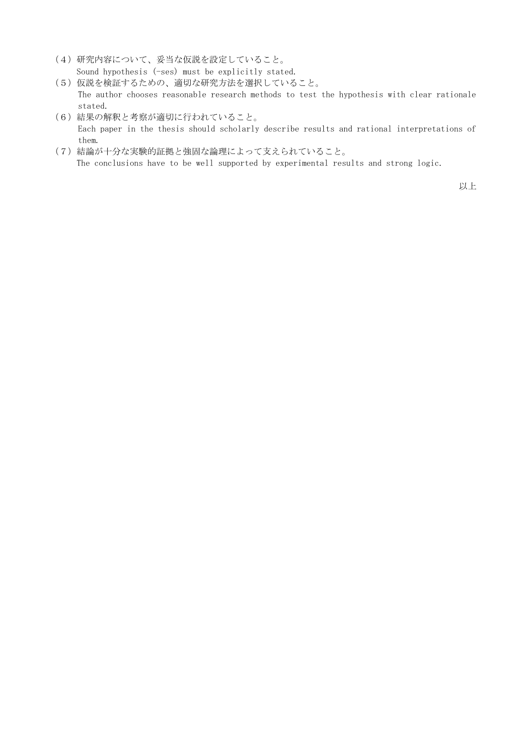（４）研究内容について、妥当な仮説を設定していること。
Sound hypothesis (-ses) must be explicitly stated.

（５）仮説を検証するための、適切な研究方法を選択していること。
The author chooses reasonable research methods to test the hypothesis with clear rationale stated.

（６）結果の解釈と考察が適切に行われていること。
Each paper in the thesis should scholarly describe results and rational interpretations of them.

（７）結論が十分な実験的証拠と強固な論理によって支えられていること。
The conclusions have to be well supported by experimental results and strong logic.

以上